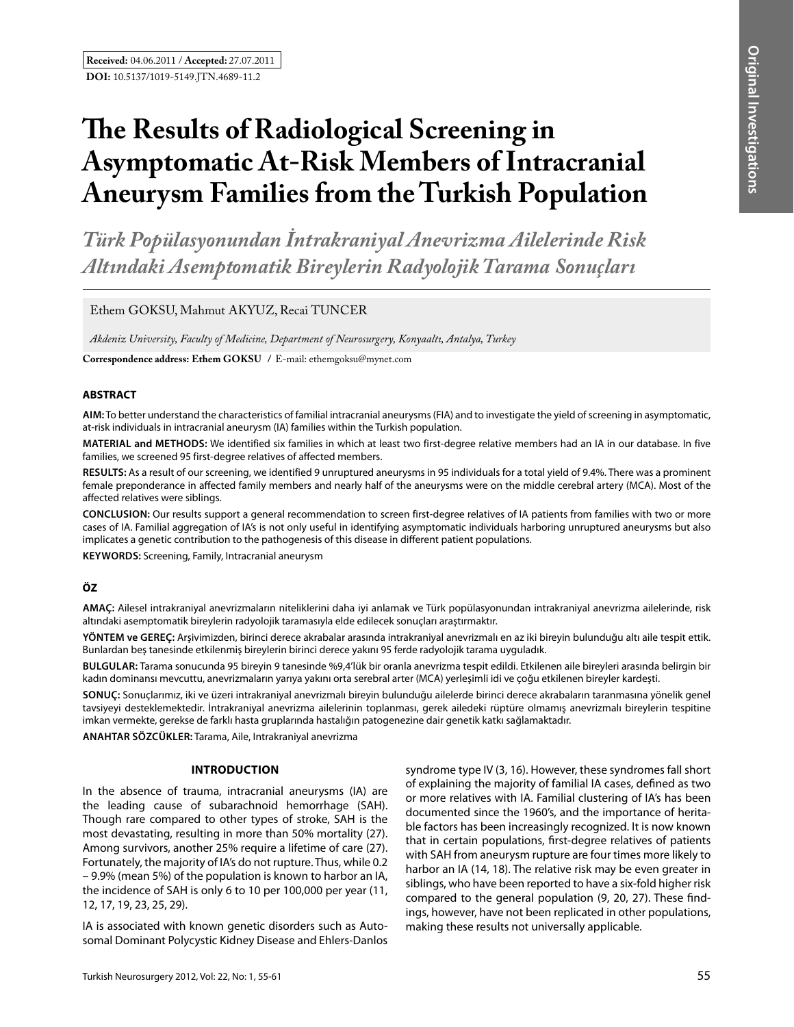**Received:** 04.06.2011 / **Accepted:** 27.07.2011

**DOI:** 10.5137/1019-5149.JTN.4689-11.2

# The Results of Radiological Screening in Asymptomatic At-Risk Members of Intracranial Aneurysm Families from the Turkish Population

## *Türk Popülasyonundan İntrakraniyal Anevrizma Ailelerinde Risk Altındaki Asemptomatik Bireylerin Radyolojik Tarama Sonuçları*

Ethem GOKSU, Mahmut AKYUZ, Recai TUNCER

*Akdeniz University, Faculty of Medicine, Department of Neurosurgery, Konyaaltı, Antalya, Turkey*

**Correspondence address: Ethem GOKSU** / E-mail: ethemgoksu@mynet.com

### ABSTRACT

**AIM:** To better understand the characteristics of familial intracranial aneurysms (FIA) and to investigate the yield of screening in asymptomatic, at-risk individuals in intracranial aneurysm (IA) families within the Turkish population.

**MATERIAL and METHODS:** We identified six families in which at least two first-degree relative members had an IA in our database. In five families, we screened 95 first-degree relatives of affected members.

**RESULTS:** As a result of our screening, we identified 9 unruptured aneurysms in 95 individuals for a total yield of 9.4%. There was a prominent female preponderance in affected family members and nearly half of the aneurysms were on the middle cerebral artery (MCA). Most of the affected relatives were siblings.

**CONCLUSION:** Our results support a general recommendation to screen first-degree relatives of IA patients from families with two or more cases of IA. Familial aggregation of IA's is not only useful in identifying asymptomatic individuals harboring unruptured aneurysms but also implicates a genetic contribution to the pathogenesis of this disease in different patient populations.

**KEYWORDS:** Screening, Family, Intracranial aneurysm

### ÖZ

**AMAÇ:** Ailesel intrakraniyal anevrizmaların niteliklerini daha iyi anlamak ve Türk popülasyonundan intrakraniyal anevrizma ailelerinde, risk altındaki asemptomatik bireylerin radyolojik taramasıyla elde edilecek sonuçları araştırmaktır.

**YÖNTEM ve GEREÇ:** Arşivimizden, birinci derece akrabalar arasında intrakraniyal anevrizmalı en az iki bireyin bulunduğu altı aile tespit ettik. Bunlardan beş tanesinde etkilenmiş bireylerin birinci derece yakını 95 ferde radyolojik tarama uyguladık.

**BULGULAR:** Tarama sonucunda 95 bireyin 9 tanesinde %9,4'lük bir oranla anevrizma tespit edildi. Etkilenen aile bireyleri arasında belirgin bir kadın dominansı mevcuttu, anevrizmaların yarıya yakını orta serebral arter (MCA) yerleşimli idi ve çoğu etkilenen bireyler kardeşti.

**SONUÇ:** Sonuçlarımız, iki ve üzeri intrakraniyal anevrizmalı bireyin bulunduğu ailelerde birinci derece akrabaların taranmasına yönelik genel tavsiyeyi desteklemektedir. İntrakraniyal anevrizma ailelerinin toplanması, gerek ailedeki rüptüre olmamış anevrizmalı bireylerin tespitine imkan vermekte, gerekse de farklı hasta gruplarında hastalığın patogenezine dair genetik katkı sağlamaktadır.

**ANAHTAR SÖZCÜKLER:** Tarama, Aile, Intrakraniyal anevrizma

### INTRODUCTION

In the absence of trauma, intracranial aneurysms (IA) are the leading cause of subarachnoid hemorrhage (SAH). Though rare compared to other types of stroke, SAH is the most devastating, resulting in more than 50% mortality (27). Among survivors, another 25% require a lifetime of care (27). Fortunately, the majority of IA's do not rupture. Thus, while 0.2 – 9.9% (mean 5%) of the population is known to harbor an IA, the incidence of SAH is only 6 to 10 per 100,000 per year (11, 12, 17, 19, 23, 25, 29).

IA is associated with known genetic disorders such as Autosomal Dominant Polycystic Kidney Disease and Ehlers-Danlos syndrome type IV (3, 16). However, these syndromes fall short of explaining the majority of familial IA cases, defined as two or more relatives with IA. Familial clustering of IA's has been documented since the 1960's, and the importance of heritable factors has been increasingly recognized. It is now known that in certain populations, first-degree relatives of patients with SAH from aneurysm rupture are four times more likely to harbor an IA (14, 18). The relative risk may be even greater in siblings, who have been reported to have a six-fold higher risk compared to the general population (9, 20, 27). These findings, however, have not been replicated in other populations, making these results not universally applicable.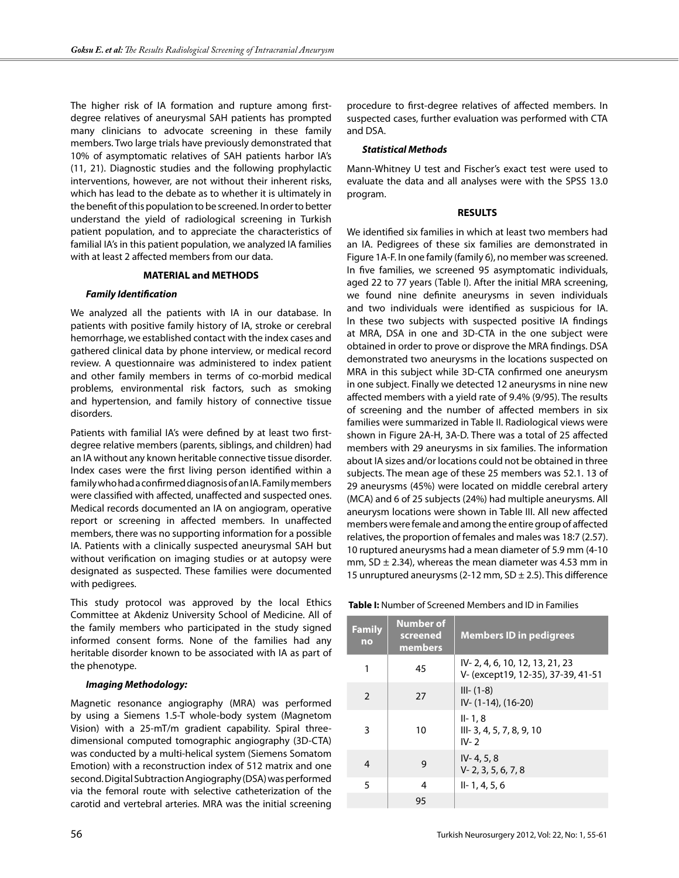The higher risk of IA formation and rupture among first-degree relatives of aneurysmal SAH patients has prompted many clinicians to advocate screening in these family members. Two large trials have previously demonstrated that 10% of asymptomatic relatives of SAH patients harbor IA's (11, 21). Diagnostic studies and the following prophylactic interventions, however, are not without their inherent risks, which has lead to the debate as to whether it is ultimately in the benefit of this population to be screened. In order to better understand the yield of radiological screening in Turkish patient population, and to appreciate the characteristics of familial IA's in this patient population, we analyzed IA families with at least 2 affected members from our data.

## MATERIAL and METHODS

### *Family Identification*

We analyzed all the patients with IA in our database. In patients with positive family history of IA, stroke or cerebral hemorrhage, we established contact with the index cases and gathered clinical data by phone interview, or medical record review. A questionnaire was administered to index patient and other family members in terms of co-morbid medical problems, environmental risk factors, such as smoking and hypertension, and family history of connective tissue disorders.

Patients with familial IA's were defined by at least two first-degree relative members (parents, siblings, and children) had an IA without any known heritable connective tissue disorder. Index cases were the first living person identified within a family who had a confirmed diagnosis of an IA. Family members were classified with affected, unaffected and suspected ones. Medical records documented an IA on angiogram, operative report or screening in affected members. In unaffected members, there was no supporting information for a possible IA. Patients with a clinically suspected aneurysmal SAH but without verification on imaging studies or at autopsy were designated as suspected. These families were documented with pedigrees.

This study protocol was approved by the local Ethics Committee at Akdeniz University School of Medicine. All of the family members who participated in the study signed informed consent forms. None of the families had any heritable disorder known to be associated with IA as part of the phenotype.

### *Imaging Methodology:*

Magnetic resonance angiography (MRA) was performed by using a Siemens 1.5-T whole-body system (Magnetom Vision) with a 25-mT/m gradient capability. Spiral three-dimensional computed tomographic angiography (3D-CTA) was conducted by a multi-helical system (Siemens Somatom Emotion) with a reconstruction index of 512 matrix and one second. Digital Subtraction Angiography (DSA) was performed via the femoral route with selective catheterization of the carotid and vertebral arteries. MRA was the initial screening procedure to first-degree relatives of affected members. In suspected cases, further evaluation was performed with CTA and DSA.

### *Statistical Methods*

Mann-Whitney U test and Fischer's exact test were used to evaluate the data and all analyses were with the SPSS 13.0 program.

## RESULTS

We identified six families in which at least two members had an IA. Pedigrees of these six families are demonstrated in Figure 1A-F. In one family (family 6), no member was screened. In five families, we screened 95 asymptomatic individuals, aged 22 to 77 years (Table I). After the initial MRA screening, we found nine definite aneurysms in seven individuals and two individuals were identified as suspicious for IA. In these two subjects with suspected positive IA findings at MRA, DSA in one and 3D-CTA in the one subject were obtained in order to prove or disprove the MRA findings. DSA demonstrated two aneurysms in the locations suspected on MRA in this subject while 3D-CTA confirmed one aneurysm in one subject. Finally we detected 12 aneurysms in nine new affected members with a yield rate of 9.4% (9/95). The results of screening and the number of affected members in six families were summarized in Table II. Radiological views were shown in Figure 2A-H, 3A-D. There was a total of 25 affected members with 29 aneurysms in six families. The information about IA sizes and/or locations could not be obtained in three subjects. The mean age of these 25 members was 52.1. 13 of 29 aneurysms (45%) were located on middle cerebral artery (MCA) and 6 of 25 subjects (24%) had multiple aneurysms. All aneurysm locations were shown in Table III. All new affected members were female and among the entire group of affected relatives, the proportion of females and males was 18:7 (2.57). 10 ruptured aneurysms had a mean diameter of 5.9 mm (4-10 mm, SD ± 2.34), whereas the mean diameter was 4.53 mm in 15 unruptured aneurysms (2-12 mm, SD ± 2.5). This difference

**Table I:** Number of Screened Members and ID in Families

| Family no | Number of screened members | Members ID in pedigrees |
|---|---|---|
| 1 | 45 | IV- 2, 4, 6, 10, 12, 13, 21, 23<br>V- (except19, 12-35), 37-39, 41-51 |
| 2 | 27 | III- (1-8)<br>IV- (1-14), (16-20) |
| 3 | 10 | II- 1, 8<br>III- 3, 4, 5, 7, 8, 9, 10<br>IV- 2 |
| 4 | 9 | IV- 4, 5, 8<br>V- 2, 3, 5, 6, 7, 8 |
| 5 | 4 | II- 1, 4, 5, 6 |
| | 95 | |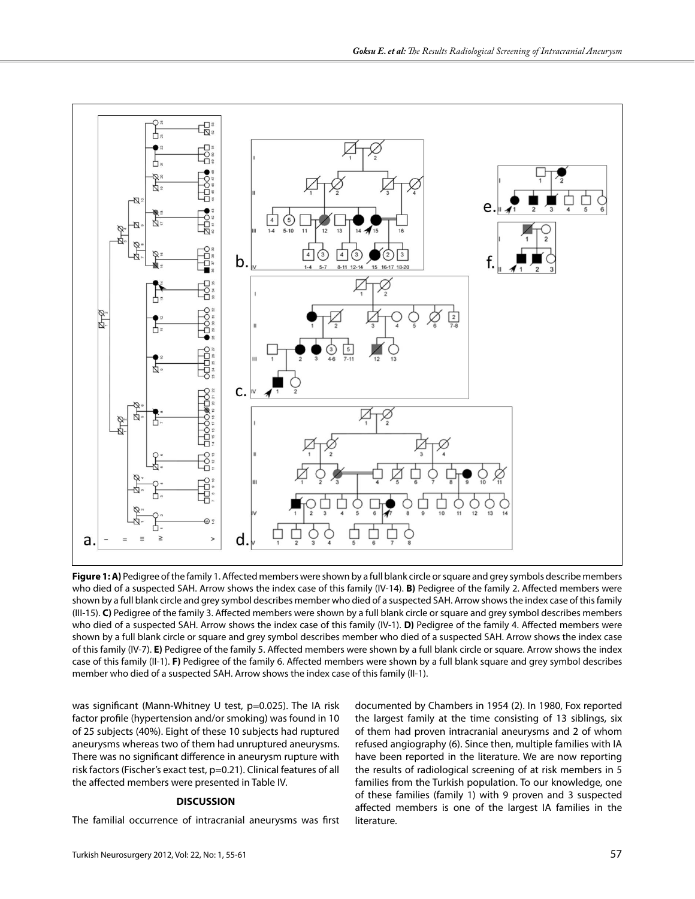**Figure 1: A)** Pedigree of the family 1. Affected members were shown by a full blank circle or square and grey symbols describe members who died of a suspected SAH. Arrow shows the index case of this family (IV-14). **B)** Pedigree of the family 2. Affected members were shown by a full blank circle and grey symbol describes member who died of a suspected SAH. Arrow shows the index case of this family (III-15). **C)** Pedigree of the family 3. Affected members were shown by a full blank circle or square and grey symbol describes members who died of a suspected SAH. Arrow shows the index case of this family (IV-1). **D)** Pedigree of the family 4. Affected members were shown by a full blank circle or square and grey symbol describes member who died of a suspected SAH. Arrow shows the index case of this family (IV-7). **E)** Pedigree of the family 5. Affected members were shown by a full blank circle or square. Arrow shows the index case of this family (II-1). **F)** Pedigree of the family 6. Affected members were shown by a full blank square and grey symbol describes member who died of a suspected SAH. Arrow shows the index case of this family (II-1).

was significant (Mann-Whitney U test, p=0.025). The IA risk factor profile (hypertension and/or smoking) was found in 10 of 25 subjects (40%). Eight of these 10 subjects had ruptured aneurysms whereas two of them had unruptured aneurysms. There was no significant difference in aneurysm rupture with risk factors (Fischer's exact test, p=0.21). Clinical features of all the affected members were presented in Table IV.

## DISCUSSION

The familial occurrence of intracranial aneurysms was first documented by Chambers in 1954 (2). In 1980, Fox reported the largest family at the time consisting of 13 siblings, six of them had proven intracranial aneurysms and 2 of whom refused angiography (6). Since then, multiple families with IA have been reported in the literature. We are now reporting the results of radiological screening of at risk members in 5 families from the Turkish population. To our knowledge, one of these families (family 1) with 9 proven and 3 suspected affected members is one of the largest IA families in the literature.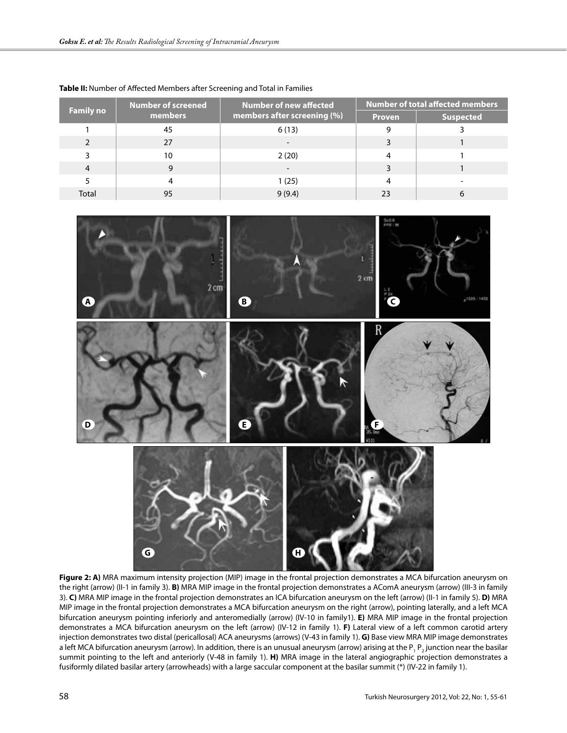**Table II:** Number of Affected Members after Screening and Total in Families

| Family no | Number of screened members | Number of new affected members after screening (%) | Number of total affected members | |
|---|---|---|---|---|
| | | | Proven | Suspected |
| 1 | 45 | 6 (13) | 9 | 3 |
| 2 | 27 | - | 3 | 1 |
| 3 | 10 | 2 (20) | 4 | 1 |
| 4 | 9 | - | 3 | 1 |
| 5 | 4 | 1 (25) | 4 | - |
| Total | 95 | 9 (9.4) | 23 | 6 |

**Figure 2: A)** MRA maximum intensity projection (MIP) image in the frontal projection demonstrates a MCA bifurcation aneurysm on the right (arrow) (II-1 in family 3). **B)** MRA MIP image in the frontal projection demonstrates a AComA aneurysm (arrow) (III-3 in family 3). **C)** MRA MIP image in the frontal projection demonstrates an ICA bifurcation aneurysm on the left (arrow) (II-1 in family 5). **D)** MRA MIP image in the frontal projection demonstrates a MCA bifurcation aneurysm on the right (arrow), pointing laterally, and a left MCA bifurcation aneurysm pointing inferiorly and anteromedially (arrow) (IV-10 in family1). **E)** MRA MIP image in the frontal projection demonstrates a MCA bifurcation aneurysm on the left (arrow) (IV-12 in family 1). **F)** Lateral view of a left common carotid artery injection demonstrates two distal (pericallosal) ACA aneurysms (arrows) (V-43 in family 1). **G)** Base view MRA MIP image demonstrates a left MCA bifurcation aneurysm (arrow). In addition, there is an unusual aneurysm (arrow) arising at the $P_1$ $P_2$ junction near the basilar summit pointing to the left and anteriorly (V-48 in family 1). **H)** MRA image in the lateral angiographic projection demonstrates a fusiformly dilated basilar artery (arrowheads) with a large saccular component at the basilar summit (*) (IV-22 in family 1).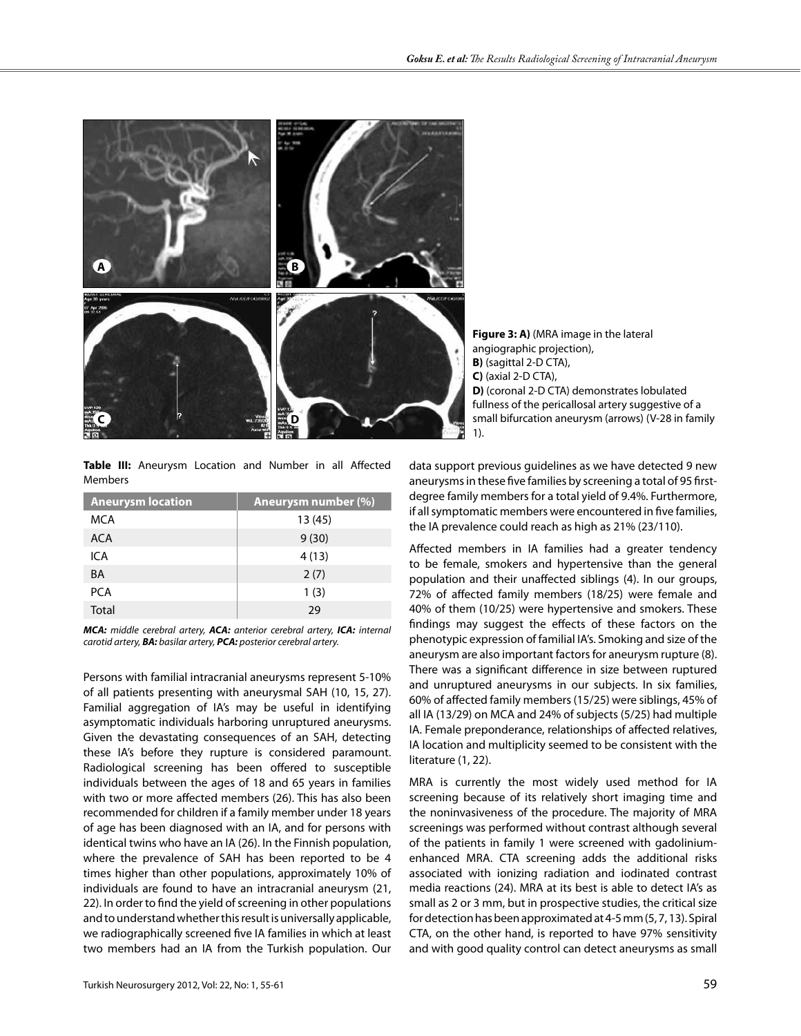**Figure 3: A)** (MRA image in the lateral angiographic projection), **B)** (sagittal 2-D CTA), **C)** (axial 2-D CTA), **D)** (coronal 2-D CTA) demonstrates lobulated fullness of the pericallosal artery suggestive of a small bifurcation aneurysm (arrows) (V-28 in family 1).

**Table III:** Aneurysm Location and Number in all Affected Members

| Aneurysm location | Aneurysm number (%) |
| --- | --- |
| MCA | 13 (45) |
| ACA | 9 (30) |
| ICA | 4 (13) |
| BA | 2 (7) |
| PCA | 1 (3) |
| Total | 29 |

*MCA: middle cerebral artery, ACA: anterior cerebral artery, ICA: internal carotid artery, BA: basilar artery, PCA: posterior cerebral artery.*

Persons with familial intracranial aneurysms represent 5-10% of all patients presenting with aneurysmal SAH (10, 15, 27). Familial aggregation of IA's may be useful in identifying asymptomatic individuals harboring unruptured aneurysms. Given the devastating consequences of an SAH, detecting these IA's before they rupture is considered paramount. Radiological screening has been offered to susceptible individuals between the ages of 18 and 65 years in families with two or more affected members (26). This has also been recommended for children if a family member under 18 years of age has been diagnosed with an IA, and for persons with identical twins who have an IA (26). In the Finnish population, where the prevalence of SAH has been reported to be 4 times higher than other populations, approximately 10% of individuals are found to have an intracranial aneurysm (21, 22). In order to find the yield of screening in other populations and to understand whether this result is universally applicable, we radiographically screened five IA families in which at least two members had an IA from the Turkish population. Our data support previous guidelines as we have detected 9 new aneurysms in these five families by screening a total of 95 first-degree family members for a total yield of 9.4%. Furthermore, if all symptomatic members were encountered in five families, the IA prevalence could reach as high as 21% (23/110).

Affected members in IA families had a greater tendency to be female, smokers and hypertensive than the general population and their unaffected siblings (4). In our groups, 72% of affected family members (18/25) were female and 40% of them (10/25) were hypertensive and smokers. These findings may suggest the effects of these factors on the phenotypic expression of familial IA's. Smoking and size of the aneurysm are also important factors for aneurysm rupture (8). There was a significant difference in size between ruptured and unruptured aneurysms in our subjects. In six families, 60% of affected family members (15/25) were siblings, 45% of all IA (13/29) on MCA and 24% of subjects (5/25) had multiple IA. Female preponderance, relationships of affected relatives, IA location and multiplicity seemed to be consistent with the literature (1, 22).

MRA is currently the most widely used method for IA screening because of its relatively short imaging time and the noninvasiveness of the procedure. The majority of MRA screenings was performed without contrast although several of the patients in family 1 were screened with gadolinium-enhanced MRA. CTA screening adds the additional risks associated with ionizing radiation and iodinated contrast media reactions (24). MRA at its best is able to detect IA's as small as 2 or 3 mm, but in prospective studies, the critical size for detection has been approximated at 4-5 mm (5, 7, 13). Spiral CTA, on the other hand, is reported to have 97% sensitivity and with good quality control can detect aneurysms as small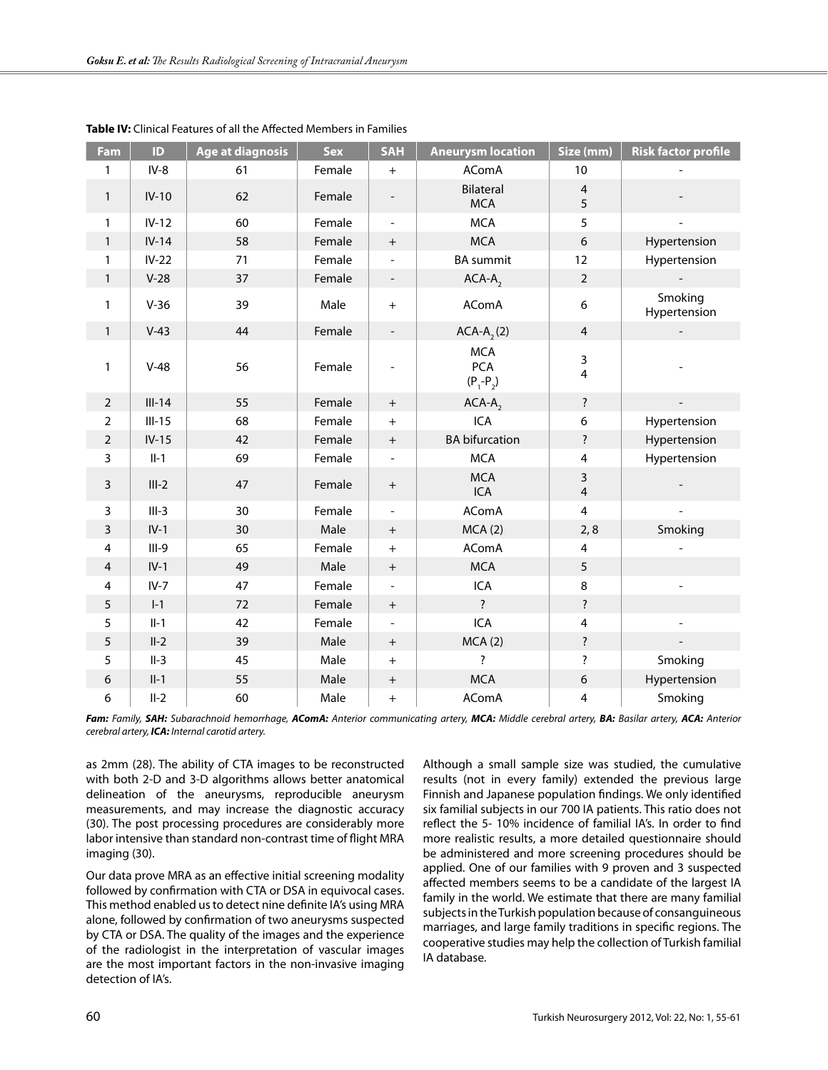**Table IV:** Clinical Features of all the Affected Members in Families

| Fam | ID | Age at diagnosis | Sex | SAH | Aneurysm location | Size (mm) | Risk factor profile |
|---|---|---|---|---|---|---|---|
| 1 | IV-8 | 61 | Female | + | AComA | 10 | - |
| 1 | IV-10 | 62 | Female | - | Bilateral MCA | 4 5 | - |
| 1 | IV-12 | 60 | Female | - | MCA | 5 | - |
| 1 | IV-14 | 58 | Female | + | MCA | 6 | Hypertension |
| 1 | IV-22 | 71 | Female | - | BA summit | 12 | Hypertension |
| 1 | V-28 | 37 | Female | - | ACA-$A_2$ | 2 | - |
| 1 | V-36 | 39 | Male | + | AComA | 6 | Smoking Hypertension |
| 1 | V-43 | 44 | Female | - | ACA-$A_2$ (2) | 4 | - |
| 1 | V-48 | 56 | Female | - | MCA PCA ($P_1$-$P_2$) | 3 4 | - |
| 2 | III-14 | 55 | Female | + | ACA-$A_2$ | ? | - |
| 2 | III-15 | 68 | Female | + | ICA | 6 | Hypertension |
| 2 | IV-15 | 42 | Female | + | BA bifurcation | ? | Hypertension |
| 3 | II-1 | 69 | Female | - | MCA | 4 | Hypertension |
| 3 | III-2 | 47 | Female | + | MCA ICA | 3 4 | - |
| 3 | III-3 | 30 | Female | - | AComA | 4 | - |
| 3 | IV-1 | 30 | Male | + | MCA (2) | 2, 8 | Smoking |
| 4 | III-9 | 65 | Female | + | AComA | 4 | - |
| 4 | IV-1 | 49 | Male | + | MCA | 5 | |
| 4 | IV-7 | 47 | Female | - | ICA | 8 | - |
| 5 | I-1 | 72 | Female | + | ? | ? | |
| 5 | II-1 | 42 | Female | - | ICA | 4 | - |
| 5 | II-2 | 39 | Male | + | MCA (2) | ? | - |
| 5 | II-3 | 45 | Male | + | ? | ? | Smoking |
| 6 | II-1 | 55 | Male | + | MCA | 6 | Hypertension |
| 6 | II-2 | 60 | Male | + | AComA | 4 | Smoking |

***Fam:** Family, **SAH:** Subarachnoid hemorrhage, **AComA:** Anterior communicating artery, **MCA:** Middle cerebral artery, **BA:** Basilar artery, **ACA:** Anterior cerebral artery, **ICA:** Internal carotid artery.*

as 2mm (28). The ability of CTA images to be reconstructed with both 2-D and 3-D algorithms allows better anatomical delineation of the aneurysms, reproducible aneurysm measurements, and may increase the diagnostic accuracy (30). The post processing procedures are considerably more labor intensive than standard non-contrast time of flight MRA imaging (30).

Our data prove MRA as an effective initial screening modality followed by confirmation with CTA or DSA in equivocal cases. This method enabled us to detect nine definite IA's using MRA alone, followed by confirmation of two aneurysms suspected by CTA or DSA. The quality of the images and the experience of the radiologist in the interpretation of vascular images are the most important factors in the non-invasive imaging detection of IA's.

Although a small sample size was studied, the cumulative results (not in every family) extended the previous large Finnish and Japanese population findings. We only identified six familial subjects in our 700 IA patients. This ratio does not reflect the 5- 10% incidence of familial IA's. In order to find more realistic results, a more detailed questionnaire should be administered and more screening procedures should be applied. One of our families with 9 proven and 3 suspected affected members seems to be a candidate of the largest IA family in the world. We estimate that there are many familial subjects in the Turkish population because of consanguineous marriages, and large family traditions in specific regions. The cooperative studies may help the collection of Turkish familial IA database.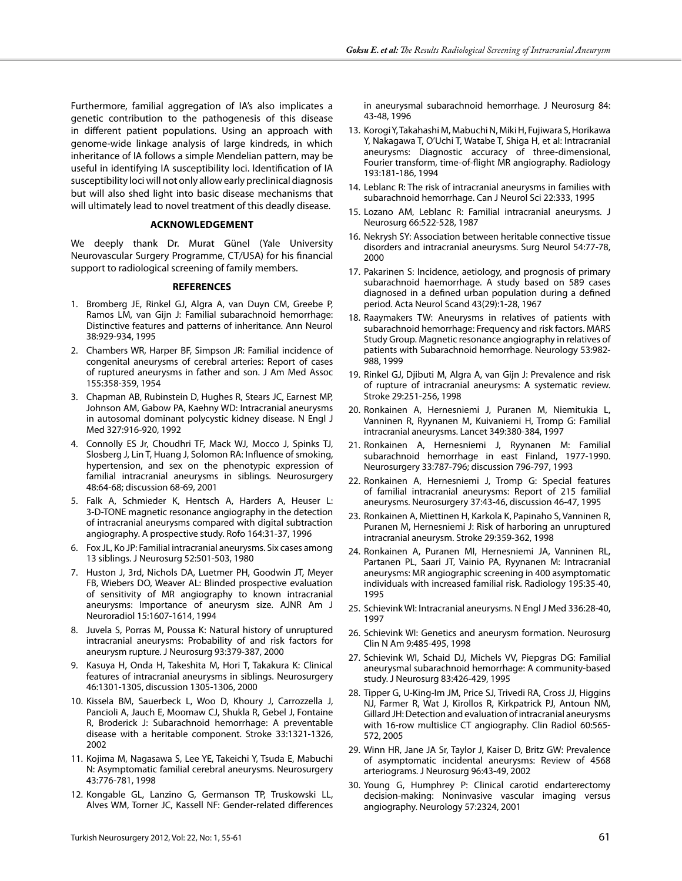Furthermore, familial aggregation of IA's also implicates a genetic contribution to the pathogenesis of this disease in different patient populations. Using an approach with genome-wide linkage analysis of large kindreds, in which inheritance of IA follows a simple Mendelian pattern, may be useful in identifying IA susceptibility loci. Identification of IA susceptibility loci will not only allow early preclinical diagnosis but will also shed light into basic disease mechanisms that will ultimately lead to novel treatment of this deadly disease.

## ACKNOWLEDGEMENT

We deeply thank Dr. Murat Günel (Yale University Neurovascular Surgery Programme, CT/USA) for his financial support to radiological screening of family members.

## REFERENCES

1. Bromberg JE, Rinkel GJ, Algra A, van Duyn CM, Greebe P, Ramos LM, van Gijn J: Familial subarachnoid hemorrhage: Distinctive features and patterns of inheritance. Ann Neurol 38:929-934, 1995
2. Chambers WR, Harper BF, Simpson JR: Familial incidence of congenital aneurysms of cerebral arteries: Report of cases of ruptured aneurysms in father and son. J Am Med Assoc 155:358-359, 1954
3. Chapman AB, Rubinstein D, Hughes R, Stears JC, Earnest MP, Johnson AM, Gabow PA, Kaehny WD: Intracranial aneurysms in autosomal dominant polycystic kidney disease. N Engl J Med 327:916-920, 1992
4. Connolly ES Jr, Choudhri TF, Mack WJ, Mocco J, Spinks TJ, Slosberg J, Lin T, Huang J, Solomon RA: Influence of smoking, hypertension, and sex on the phenotypic expression of familial intracranial aneurysms in siblings. Neurosurgery 48:64-68; discussion 68-69, 2001
5. Falk A, Schmieder K, Hentsch A, Harders A, Heuser L: 3-D-TONE magnetic resonance angiography in the detection of intracranial aneurysms compared with digital subtraction angiography. A prospective study. Rofo 164:31-37, 1996
6. Fox JL, Ko JP: Familial intracranial aneurysms. Six cases among 13 siblings. J Neurosurg 52:501-503, 1980
7. Huston J, 3rd, Nichols DA, Luetmer PH, Goodwin JT, Meyer FB, Wiebers DO, Weaver AL: Blinded prospective evaluation of sensitivity of MR angiography to known intracranial aneurysms: Importance of aneurysm size. AJNR Am J Neuroradiol 15:1607-1614, 1994
8. Juvela S, Porras M, Poussa K: Natural history of unruptured intracranial aneurysms: Probability of and risk factors for aneurysm rupture. J Neurosurg 93:379-387, 2000
9. Kasuya H, Onda H, Takeshita M, Hori T, Takakura K: Clinical features of intracranial aneurysms in siblings. Neurosurgery 46:1301-1305, discussion 1305-1306, 2000
10. Kissela BM, Sauerbeck L, Woo D, Khoury J, Carrozzella J, Pancioli A, Jauch E, Moomaw CJ, Shukla R, Gebel J, Fontaine R, Broderick J: Subarachnoid hemorrhage: A preventable disease with a heritable component. Stroke 33:1321-1326, 2002
11. Kojima M, Nagasawa S, Lee YE, Takeichi Y, Tsuda E, Mabuchi N: Asymptomatic familial cerebral aneurysms. Neurosurgery 43:776-781, 1998
12. Kongable GL, Lanzino G, Germanson TP, Truskowski LL, Alves WM, Torner JC, Kassell NF: Gender-related differences in aneurysmal subarachnoid hemorrhage. J Neurosurg 84: 43-48, 1996
13. Korogi Y, Takahashi M, Mabuchi N, Miki H, Fujiwara S, Horikawa Y, Nakagawa T, O'Uchi T, Watabe T, Shiga H, et al: Intracranial aneurysms: Diagnostic accuracy of three-dimensional, Fourier transform, time-of-flight MR angiography. Radiology 193:181-186, 1994
14. Leblanc R: The risk of intracranial aneurysms in families with subarachnoid hemorrhage. Can J Neurol Sci 22:333, 1995
15. Lozano AM, Leblanc R: Familial intracranial aneurysms. J Neurosurg 66:522-528, 1987
16. Nekrysh SY: Association between heritable connective tissue disorders and intracranial aneurysms. Surg Neurol 54:77-78, 2000
17. Pakarinen S: Incidence, aetiology, and prognosis of primary subarachnoid haemorrhage. A study based on 589 cases diagnosed in a defined urban population during a defined period. Acta Neurol Scand 43(29):1-28, 1967
18. Raaymakers TW: Aneurysms in relatives of patients with subarachnoid hemorrhage: Frequency and risk factors. MARS Study Group. Magnetic resonance angiography in relatives of patients with Subarachnoid hemorrhage. Neurology 53:982-988, 1999
19. Rinkel GJ, Djibuti M, Algra A, van Gijn J: Prevalence and risk of rupture of intracranial aneurysms: A systematic review. Stroke 29:251-256, 1998
20. Ronkainen A, Hernesniemi J, Puranen M, Niemitukia L, Vanninen R, Ryynanen M, Kuivaniemi H, Tromp G: Familial intracranial aneurysms. Lancet 349:380-384, 1997
21. Ronkainen A, Hernesniemi J, Ryynanen M: Familial subarachnoid hemorrhage in east Finland, 1977-1990. Neurosurgery 33:787-796; discussion 796-797, 1993
22. Ronkainen A, Hernesniemi J, Tromp G: Special features of familial intracranial aneurysms: Report of 215 familial aneurysms. Neurosurgery 37:43-46, discussion 46-47, 1995
23. Ronkainen A, Miettinen H, Karkola K, Papinaho S, Vanninen R, Puranen M, Hernesniemi J: Risk of harboring an unruptured intracranial aneurysm. Stroke 29:359-362, 1998
24. Ronkainen A, Puranen MI, Hernesniemi JA, Vanninen RL, Partanen PL, Saari JT, Vainio PA, Ryynanen M: Intracranial aneurysms: MR angiographic screening in 400 asymptomatic individuals with increased familial risk. Radiology 195:35-40, 1995
25. Schievink WI: Intracranial aneurysms. N Engl J Med 336:28-40, 1997
26. Schievink WI: Genetics and aneurysm formation. Neurosurg Clin N Am 9:485-495, 1998
27. Schievink WI, Schaid DJ, Michels VV, Piepgras DG: Familial aneurysmal subarachnoid hemorrhage: A community-based study. J Neurosurg 83:426-429, 1995
28. Tipper G, U-King-Im JM, Price SJ, Trivedi RA, Cross JJ, Higgins NJ, Farmer R, Wat J, Kirollos R, Kirkpatrick PJ, Antoun NM, Gillard JH: Detection and evaluation of intracranial aneurysms with 16-row multislice CT angiography. Clin Radiol 60:565-572, 2005
29. Winn HR, Jane JA Sr, Taylor J, Kaiser D, Britz GW: Prevalence of asymptomatic incidental aneurysms: Review of 4568 arteriograms. J Neurosurg 96:43-49, 2002
30. Young G, Humphrey P: Clinical carotid endarterectomy decision-making: Noninvasive vascular imaging versus angiography. Neurology 57:2324, 2001